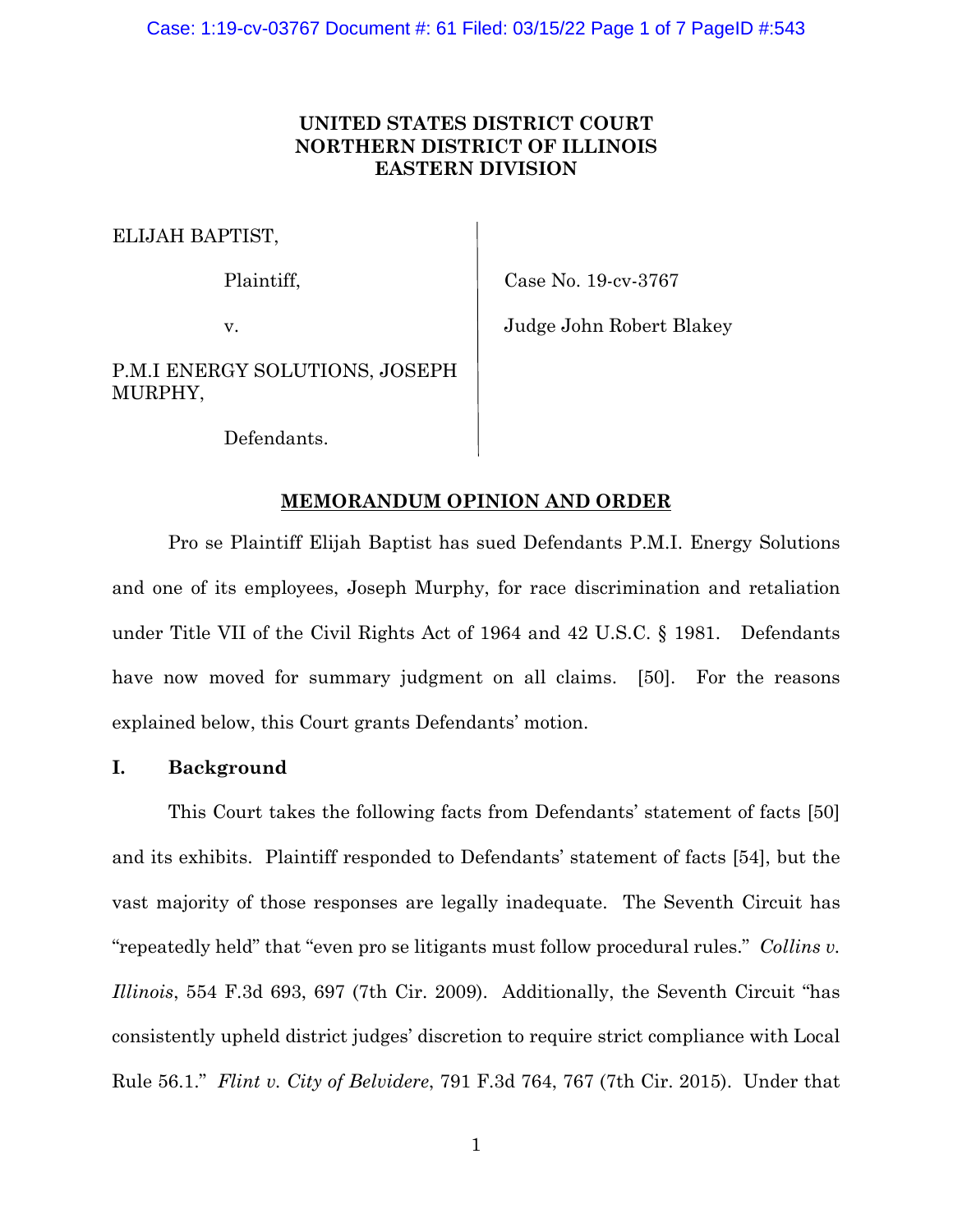UNITED STATES DISTRICT COURT
NORTHERN DISTRICT OF ILLINOIS
EASTERN DIVISION

ELIJAH BAPTIST,

Plaintiff,

v.

P.M.I ENERGY SOLUTIONS, JOSEPH MURPHY,

Defendants.

Case No. 19-cv-3767

Judge John Robert Blakey

**MEMORANDUM OPINION AND ORDER**

Pro se Plaintiff Elijah Baptist has sued Defendants P.M.I. Energy Solutions and one of its employees, Joseph Murphy, for race discrimination and retaliation under Title VII of the Civil Rights Act of 1964 and 42 U.S.C. § 1981. Defendants have now moved for summary judgment on all claims. [50]. For the reasons explained below, this Court grants Defendants' motion.

## I. Background

This Court takes the following facts from Defendants' statement of facts [50] and its exhibits. Plaintiff responded to Defendants' statement of facts [54], but the vast majority of those responses are legally inadequate. The Seventh Circuit has "repeatedly held" that "even pro se litigants must follow procedural rules." *Collins v. Illinois*, 554 F.3d 693, 697 (7th Cir. 2009). Additionally, the Seventh Circuit "has consistently upheld district judges' discretion to require strict compliance with Local Rule 56.1." *Flint v. City of Belvidere*, 791 F.3d 764, 767 (7th Cir. 2015). Under that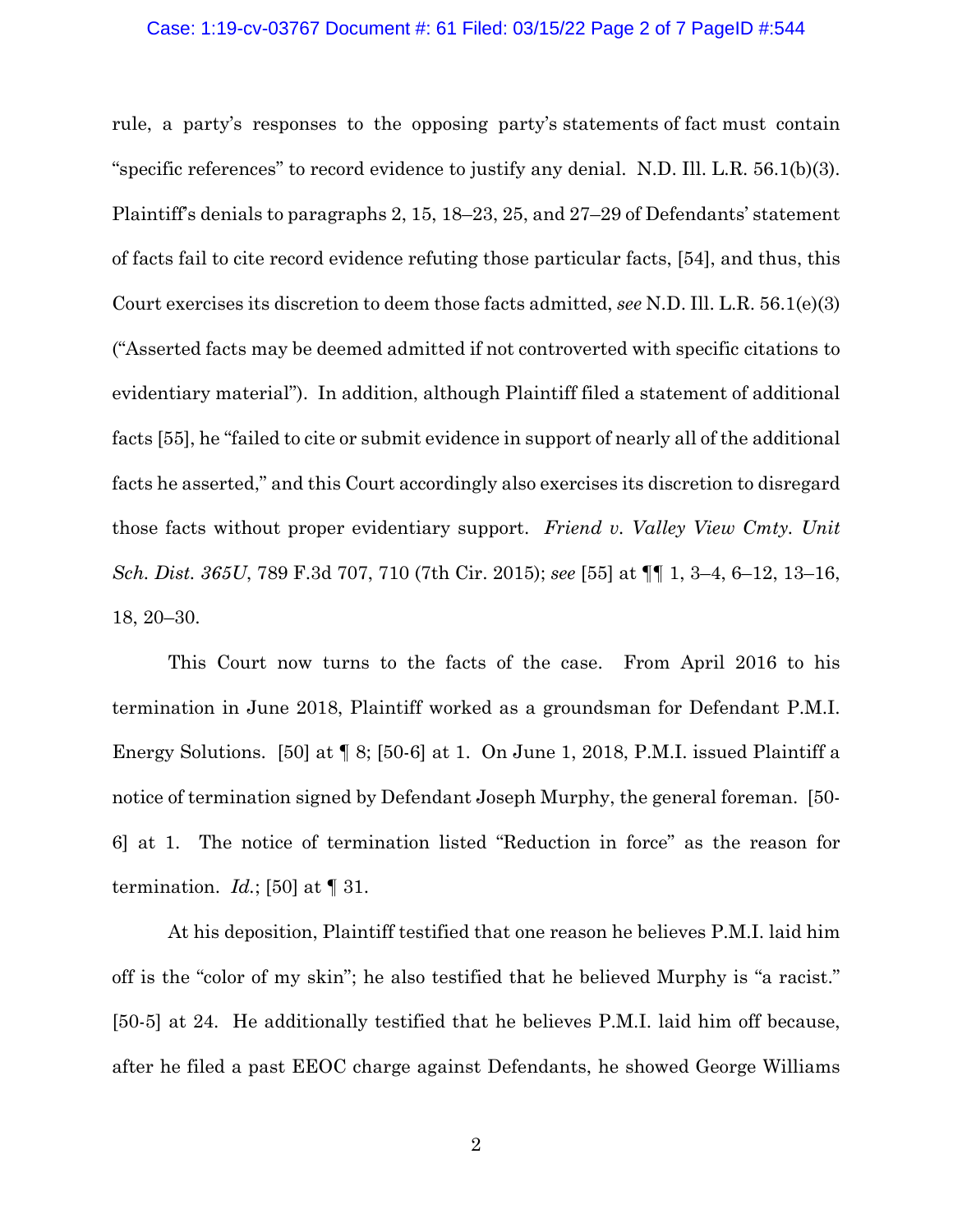rule, a party's responses to the opposing party's statements of fact must contain "specific references" to record evidence to justify any denial. N.D. Ill. L.R. 56.1(b)(3). Plaintiff's denials to paragraphs 2, 15, 18–23, 25, and 27–29 of Defendants' statement of facts fail to cite record evidence refuting those particular facts, [54], and thus, this Court exercises its discretion to deem those facts admitted, *see* N.D. Ill. L.R. 56.1(e)(3) ("Asserted facts may be deemed admitted if not controverted with specific citations to evidentiary material"). In addition, although Plaintiff filed a statement of additional facts [55], he "failed to cite or submit evidence in support of nearly all of the additional facts he asserted," and this Court accordingly also exercises its discretion to disregard those facts without proper evidentiary support. *Friend v. Valley View Cmty. Unit Sch. Dist. 365U*, 789 F.3d 707, 710 (7th Cir. 2015); *see* [55] at ¶¶ 1, 3–4, 6–12, 13–16, 18, 20–30.

This Court now turns to the facts of the case. From April 2016 to his termination in June 2018, Plaintiff worked as a groundsman for Defendant P.M.I. Energy Solutions. [50] at ¶ 8; [50-6] at 1. On June 1, 2018, P.M.I. issued Plaintiff a notice of termination signed by Defendant Joseph Murphy, the general foreman. [50-6] at 1. The notice of termination listed "Reduction in force" as the reason for termination. *Id.*; [50] at ¶ 31.

At his deposition, Plaintiff testified that one reason he believes P.M.I. laid him off is the "color of my skin"; he also testified that he believed Murphy is "a racist." [50-5] at 24. He additionally testified that he believes P.M.I. laid him off because, after he filed a past EEOC charge against Defendants, he showed George Williams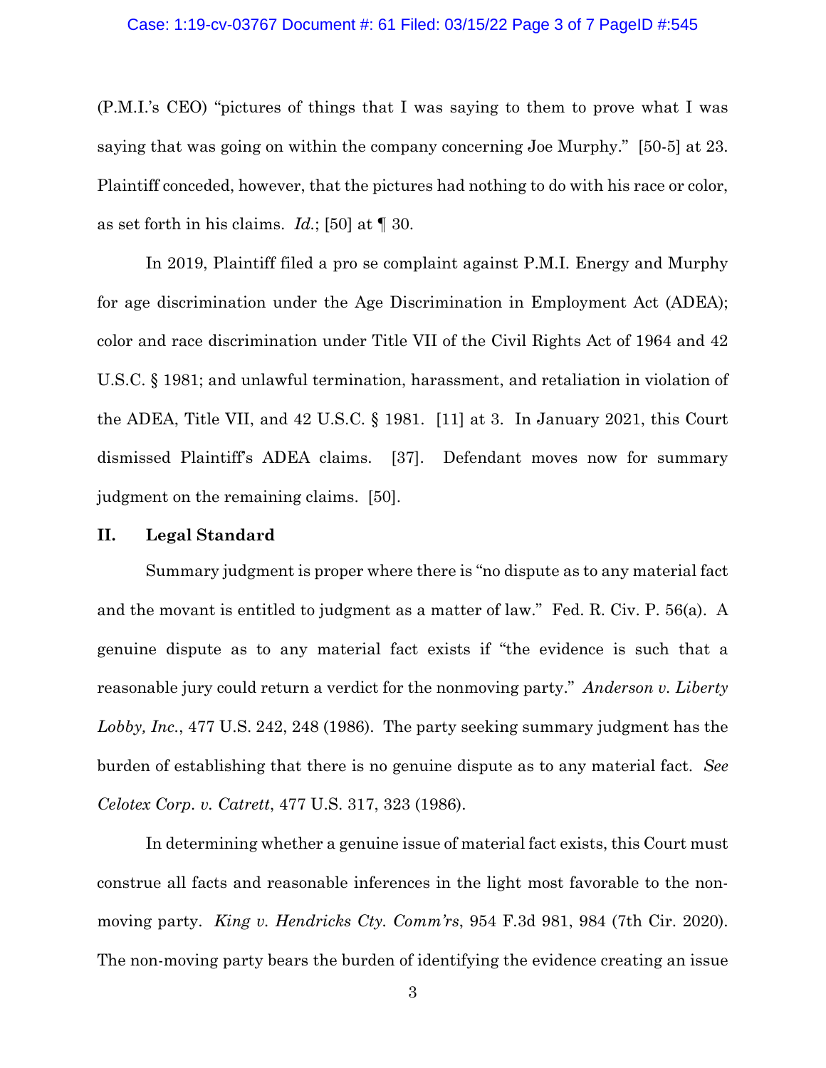(P.M.I.'s CEO) "pictures of things that I was saying to them to prove what I was saying that was going on within the company concerning Joe Murphy." [50-5] at 23. Plaintiff conceded, however, that the pictures had nothing to do with his race or color, as set forth in his claims. *Id.*; [50] at ¶ 30.

In 2019, Plaintiff filed a pro se complaint against P.M.I. Energy and Murphy for age discrimination under the Age Discrimination in Employment Act (ADEA); color and race discrimination under Title VII of the Civil Rights Act of 1964 and 42 U.S.C. § 1981; and unlawful termination, harassment, and retaliation in violation of the ADEA, Title VII, and 42 U.S.C. § 1981. [11] at 3. In January 2021, this Court dismissed Plaintiff's ADEA claims. [37]. Defendant moves now for summary judgment on the remaining claims. [50].

## II. Legal Standard

Summary judgment is proper where there is "no dispute as to any material fact and the movant is entitled to judgment as a matter of law." Fed. R. Civ. P. 56(a). A genuine dispute as to any material fact exists if "the evidence is such that a reasonable jury could return a verdict for the nonmoving party." *Anderson v. Liberty Lobby, Inc.*, 477 U.S. 242, 248 (1986). The party seeking summary judgment has the burden of establishing that there is no genuine dispute as to any material fact. *See Celotex Corp. v. Catrett*, 477 U.S. 317, 323 (1986).

In determining whether a genuine issue of material fact exists, this Court must construe all facts and reasonable inferences in the light most favorable to the non-moving party. *King v. Hendricks Cty. Comm'rs*, 954 F.3d 981, 984 (7th Cir. 2020). The non-moving party bears the burden of identifying the evidence creating an issue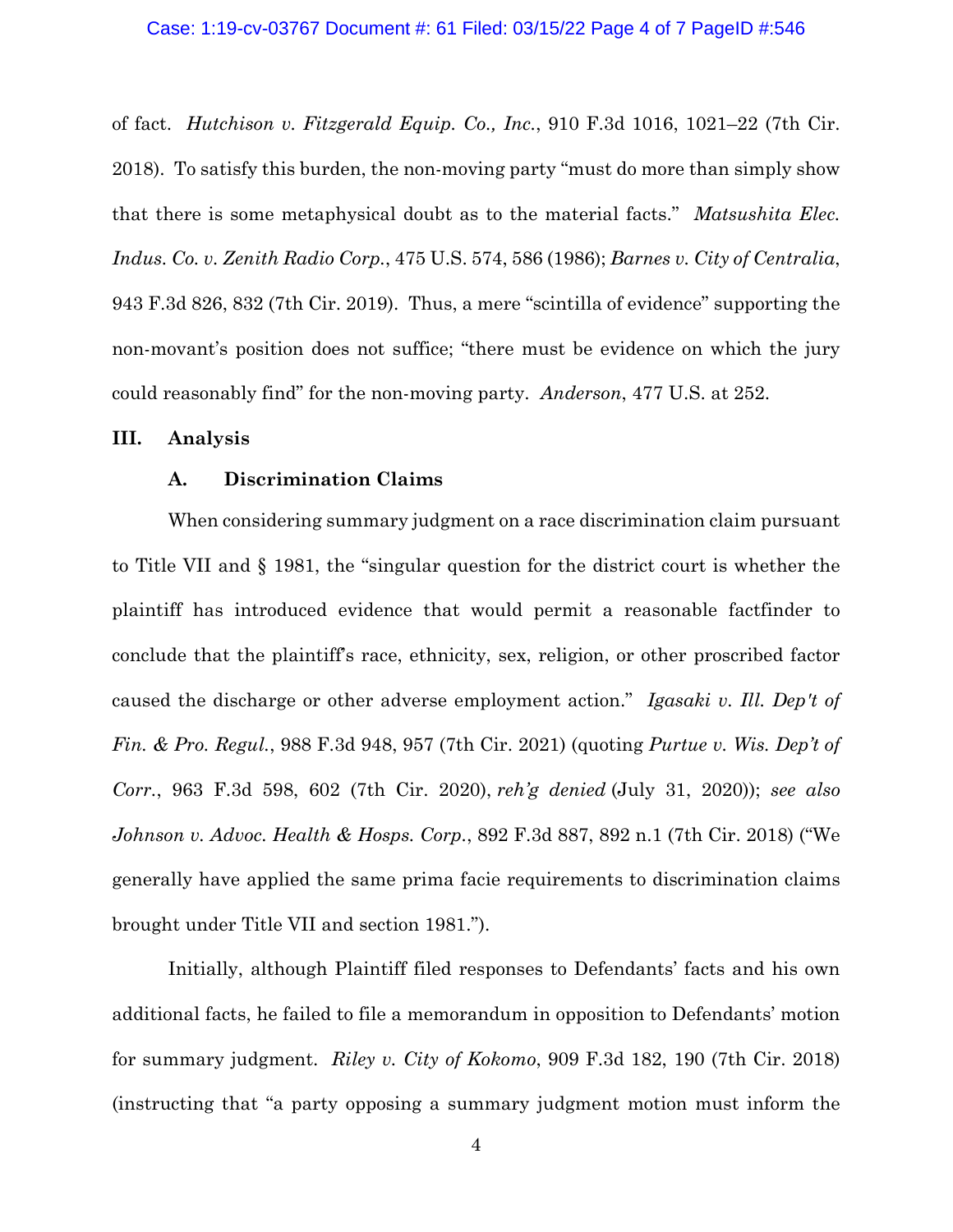of fact. *Hutchison v. Fitzgerald Equip. Co., Inc.*, 910 F.3d 1016, 1021–22 (7th Cir. 2018). To satisfy this burden, the non-moving party "must do more than simply show that there is some metaphysical doubt as to the material facts." *Matsushita Elec. Indus. Co. v. Zenith Radio Corp.*, 475 U.S. 574, 586 (1986); *Barnes v. City of Centralia*, 943 F.3d 826, 832 (7th Cir. 2019). Thus, a mere "scintilla of evidence" supporting the non-movant's position does not suffice; "there must be evidence on which the jury could reasonably find" for the non-moving party. *Anderson*, 477 U.S. at 252.

## III. Analysis

### A. Discrimination Claims

When considering summary judgment on a race discrimination claim pursuant to Title VII and § 1981, the "singular question for the district court is whether the plaintiff has introduced evidence that would permit a reasonable factfinder to conclude that the plaintiff's race, ethnicity, sex, religion, or other proscribed factor caused the discharge or other adverse employment action." *Igasaki v. Ill. Dep't of Fin. & Pro. Regul.*, 988 F.3d 948, 957 (7th Cir. 2021) (quoting *Purtue v. Wis. Dep't of Corr.*, 963 F.3d 598, 602 (7th Cir. 2020), *reh'g denied* (July 31, 2020)); *see also Johnson v. Advoc. Health & Hosps. Corp.*, 892 F.3d 887, 892 n.1 (7th Cir. 2018) ("We generally have applied the same prima facie requirements to discrimination claims brought under Title VII and section 1981.").

Initially, although Plaintiff filed responses to Defendants' facts and his own additional facts, he failed to file a memorandum in opposition to Defendants' motion for summary judgment. *Riley v. City of Kokomo*, 909 F.3d 182, 190 (7th Cir. 2018) (instructing that "a party opposing a summary judgment motion must inform the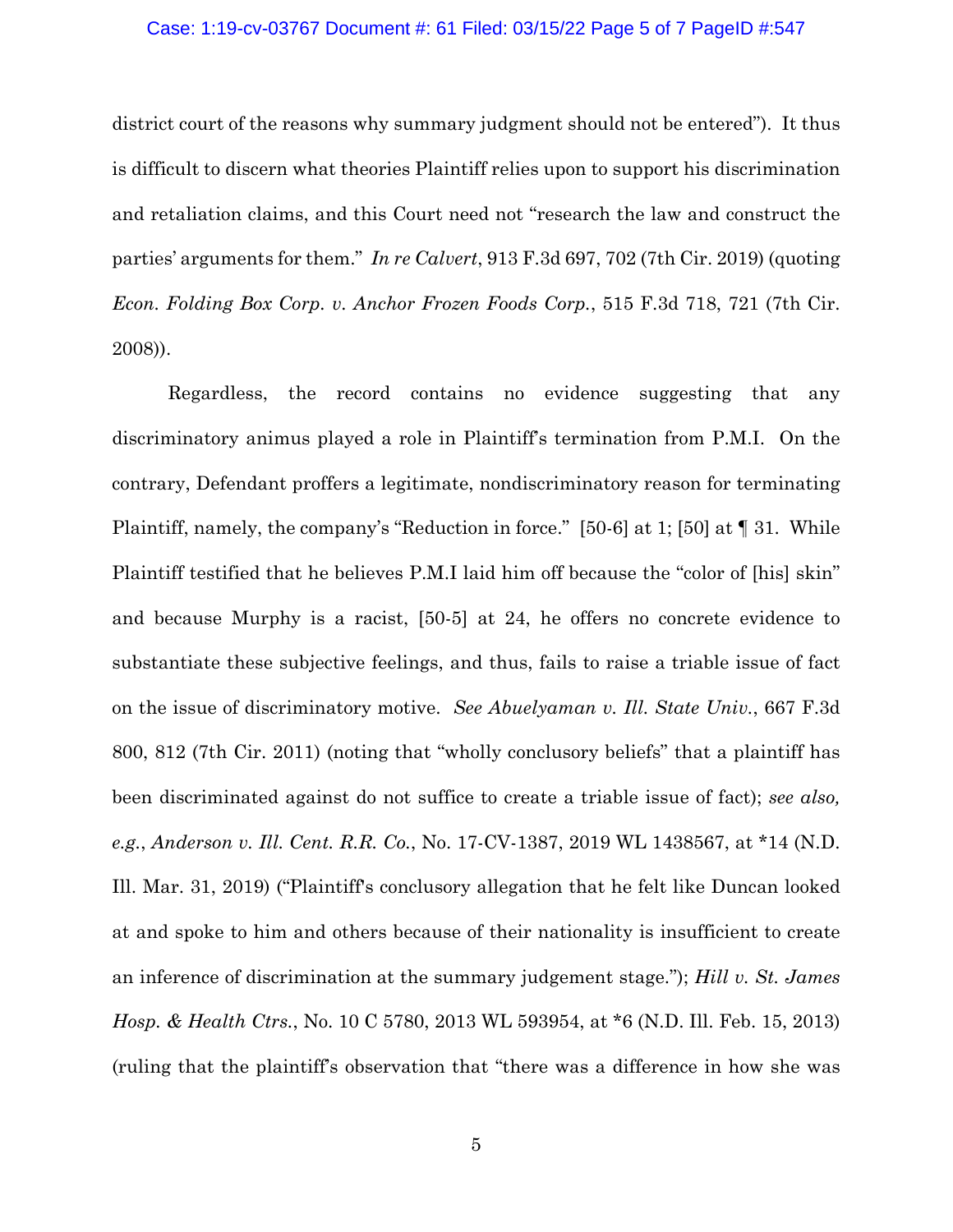district court of the reasons why summary judgment should not be entered"). It thus is difficult to discern what theories Plaintiff relies upon to support his discrimination and retaliation claims, and this Court need not "research the law and construct the parties' arguments for them." *In re Calvert*, 913 F.3d 697, 702 (7th Cir. 2019) (quoting *Econ. Folding Box Corp. v. Anchor Frozen Foods Corp.*, 515 F.3d 718, 721 (7th Cir. 2008)).

Regardless, the record contains no evidence suggesting that any discriminatory animus played a role in Plaintiff's termination from P.M.I. On the contrary, Defendant proffers a legitimate, nondiscriminatory reason for terminating Plaintiff, namely, the company's "Reduction in force." [50-6] at 1; [50] at ¶ 31. While Plaintiff testified that he believes P.M.I laid him off because the "color of [his] skin" and because Murphy is a racist, [50-5] at 24, he offers no concrete evidence to substantiate these subjective feelings, and thus, fails to raise a triable issue of fact on the issue of discriminatory motive. *See Abuelyaman v. Ill. State Univ.*, 667 F.3d 800, 812 (7th Cir. 2011) (noting that "wholly conclusory beliefs" that a plaintiff has been discriminated against do not suffice to create a triable issue of fact); *see also, e.g.*, *Anderson v. Ill. Cent. R.R. Co.*, No. 17-CV-1387, 2019 WL 1438567, at *14 (N.D. Ill. Mar. 31, 2019) ("Plaintiff's conclusory allegation that he felt like Duncan looked at and spoke to him and others because of their nationality is insufficient to create an inference of discrimination at the summary judgement stage."); *Hill v. St. James Hosp. & Health Ctrs.*, No. 10 C 5780, 2013 WL 593954, at *6 (N.D. Ill. Feb. 15, 2013) (ruling that the plaintiff's observation that "there was a difference in how she was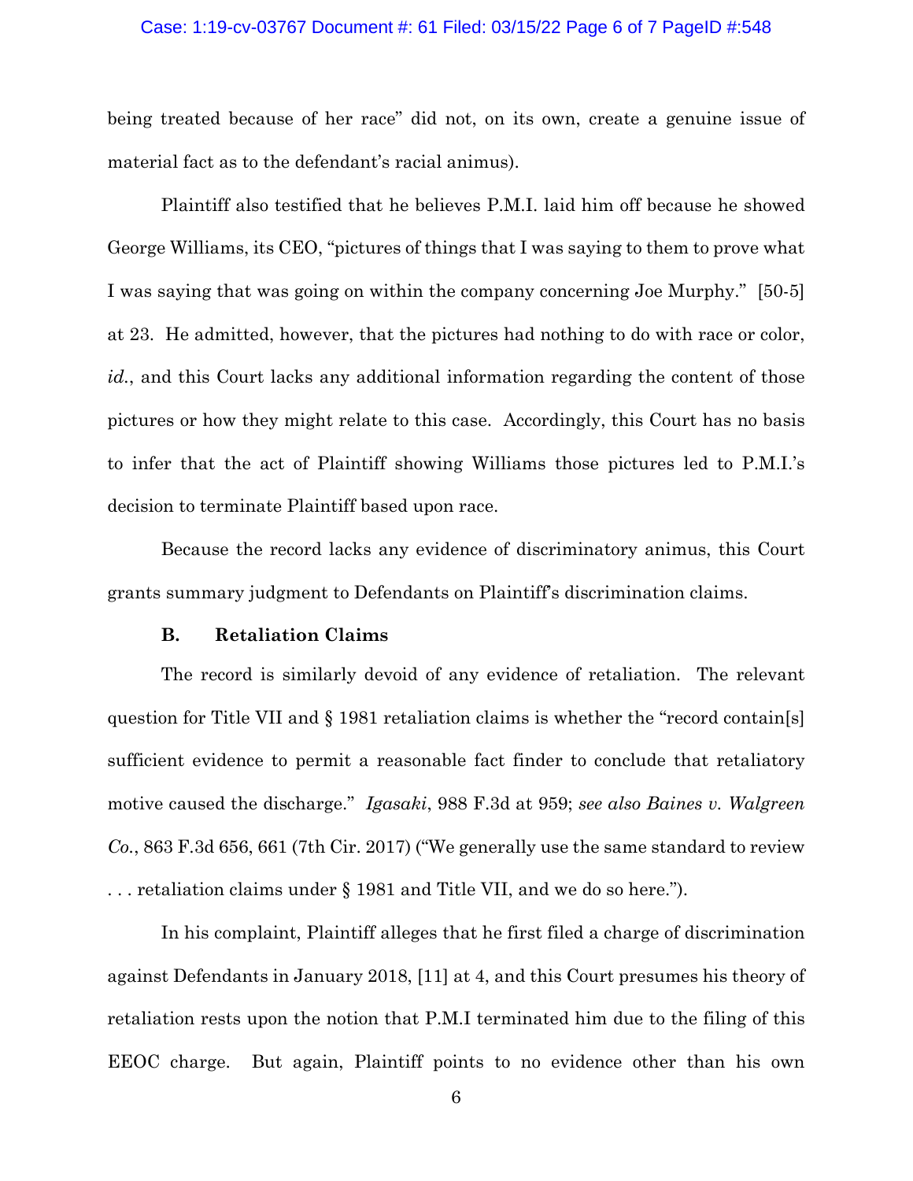being treated because of her race" did not, on its own, create a genuine issue of material fact as to the defendant's racial animus).

Plaintiff also testified that he believes P.M.I. laid him off because he showed George Williams, its CEO, "pictures of things that I was saying to them to prove what I was saying that was going on within the company concerning Joe Murphy." [50-5] at 23. He admitted, however, that the pictures had nothing to do with race or color, *id.*, and this Court lacks any additional information regarding the content of those pictures or how they might relate to this case. Accordingly, this Court has no basis to infer that the act of Plaintiff showing Williams those pictures led to P.M.I.'s decision to terminate Plaintiff based upon race.

Because the record lacks any evidence of discriminatory animus, this Court grants summary judgment to Defendants on Plaintiff's discrimination claims.

### B. Retaliation Claims

The record is similarly devoid of any evidence of retaliation. The relevant question for Title VII and § 1981 retaliation claims is whether the "record contain[s] sufficient evidence to permit a reasonable fact finder to conclude that retaliatory motive caused the discharge." *Igasaki*, 988 F.3d at 959; *see also Baines v. Walgreen Co.*, 863 F.3d 656, 661 (7th Cir. 2017) ("We generally use the same standard to review . . . retaliation claims under § 1981 and Title VII, and we do so here.").

In his complaint, Plaintiff alleges that he first filed a charge of discrimination against Defendants in January 2018, [11] at 4, and this Court presumes his theory of retaliation rests upon the notion that P.M.I terminated him due to the filing of this EEOC charge. But again, Plaintiff points to no evidence other than his own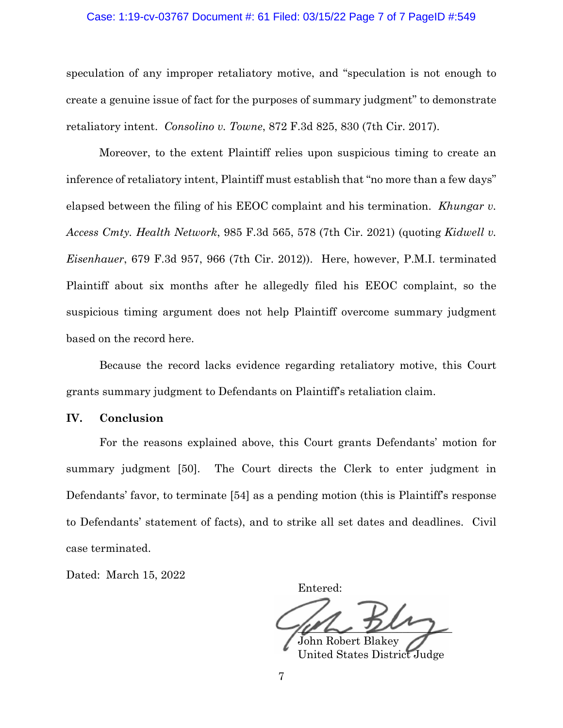speculation of any improper retaliatory motive, and "speculation is not enough to create a genuine issue of fact for the purposes of summary judgment" to demonstrate retaliatory intent. *Consolino v. Towne*, 872 F.3d 825, 830 (7th Cir. 2017).

Moreover, to the extent Plaintiff relies upon suspicious timing to create an inference of retaliatory intent, Plaintiff must establish that "no more than a few days" elapsed between the filing of his EEOC complaint and his termination. *Khungar v. Access Cmty. Health Network*, 985 F.3d 565, 578 (7th Cir. 2021) (quoting *Kidwell v. Eisenhauer*, 679 F.3d 957, 966 (7th Cir. 2012)). Here, however, P.M.I. terminated Plaintiff about six months after he allegedly filed his EEOC complaint, so the suspicious timing argument does not help Plaintiff overcome summary judgment based on the record here.

Because the record lacks evidence regarding retaliatory motive, this Court grants summary judgment to Defendants on Plaintiff's retaliation claim.

## IV. Conclusion

For the reasons explained above, this Court grants Defendants' motion for summary judgment [50]. The Court directs the Clerk to enter judgment in Defendants' favor, to terminate [54] as a pending motion (this is Plaintiff's response to Defendants' statement of facts), and to strike all set dates and deadlines. Civil case terminated.

Dated: March 15, 2022

Entered:

John Robert Blakey
United States District Judge